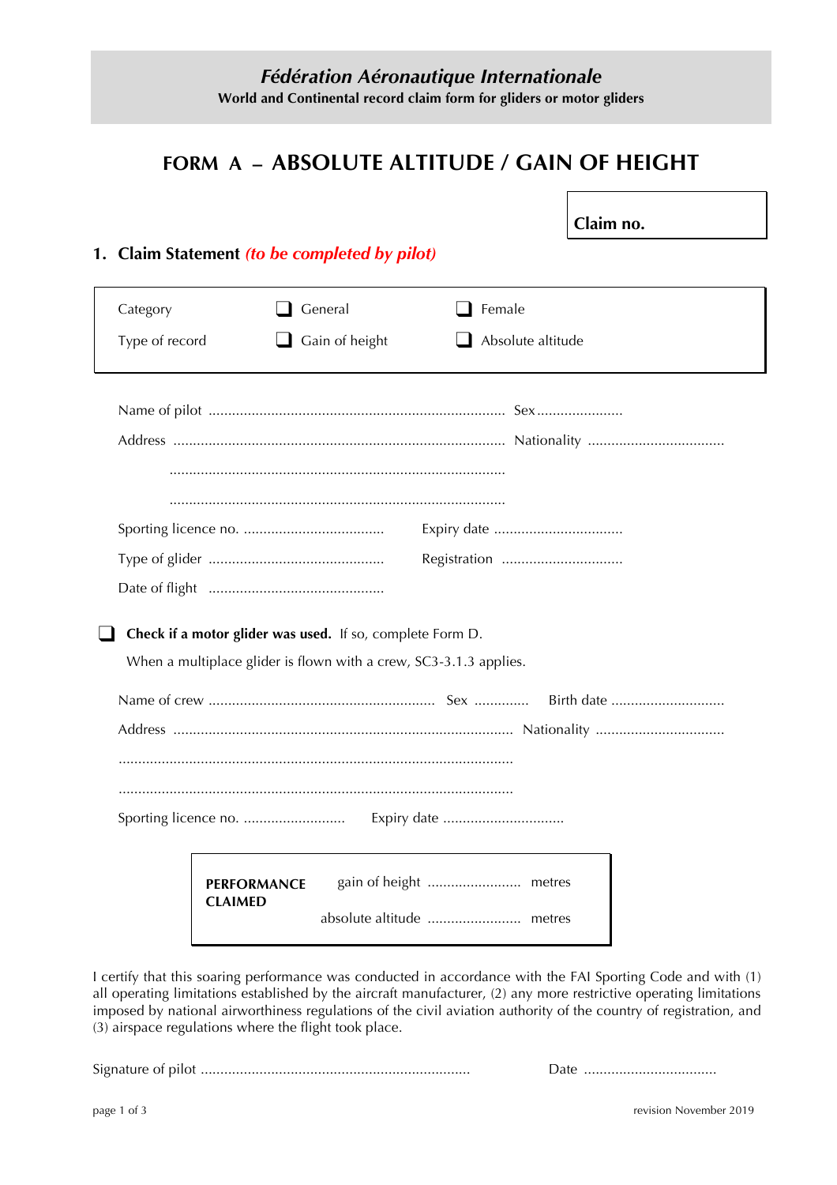*Fédération Aéronautique Internationale*

**World and Continental record claim form for gliders or motor gliders**

# FORM A – ABSOLUTE ALTITUDE / GAIN OF HEIGHT

**Claim no.**

## 1. Claim Statement *(to be completed by pilot)*

| | | |
|---|---|---|
| Category | ❑ General | ❑ Female |
| Type of record | ❑ Gain of height | ❑ Absolute altitude |

Name of pilot ........................................................................... Sex ......................

Address .................................................................................... Nationality ..................................

.....................................................................................

.....................................................................................

Sporting licence no. .................................... Expiry date .................................

Type of glider ............................................. Registration ...............................

Date of flight .............................................

❑ **Check if a motor glider was used.** If so, complete Form D.

When a multiplace glider is flown with a crew, SC3-3.1.3 applies.

Name of crew .......................................................... Sex ............. Birth date ............................

Address ...................................................................................... Nationality ................................

....................................................................................................

....................................................................................................

Sporting licence no. .......................... Expiry date ...............................

| **PERFORMANCE CLAIMED** | gain of height ........................ metres |
|---|---|
| | absolute altitude ........................ metres |

I certify that this soaring performance was conducted in accordance with the FAI Sporting Code and with (1) all operating limitations established by the aircraft manufacturer, (2) any more restrictive operating limitations imposed by national airworthiness regulations of the civil aviation authority of the country of registration, and (3) airspace regulations where the flight took place.

Signature of pilot .................................................................... Date .................................

revision November 2019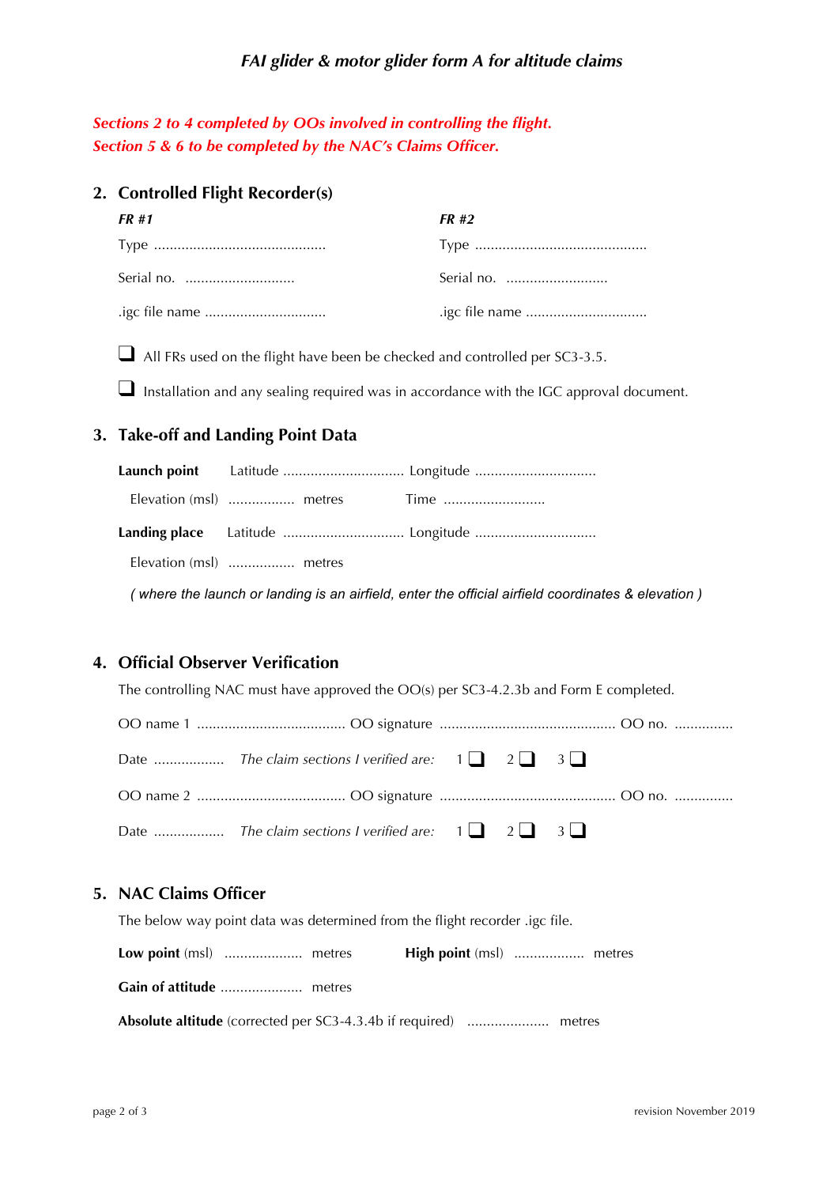*FAI glider & motor glider form A for altitude claims*

***Sections 2 to 4 completed by OOs involved in controlling the flight.***
***Section 5 & 6 to be completed by the NAC's Claims Officer.***

## 2. Controlled Flight Recorder(s)

| ***FR #1*** | ***FR #2*** |
|---|---|
| Type ............................................ | Type ............................................ |
| Serial no. ............................ | Serial no. .......................... |
| .igc file name ............................... | .igc file name ............................... |

❑ All FRs used on the flight have been be checked and controlled per SC3-3.5.

❑ Installation and any sealing required was in accordance with the IGC approval document.

## 3. Take-off and Landing Point Data

**Launch point** Latitude .............................. Longitude ..............................

Elevation (msl) ................ metres Time ..........................

**Landing place** Latitude .............................. Longitude ..............................

Elevation (msl) ................ metres

*( where the launch or landing is an airfield, enter the official airfield coordinates & elevation )*

## 4. Official Observer Verification

The controlling NAC must have approved the OO(s) per SC3-4.2.3b and Form E completed.

OO name 1 ..................................... OO signature ............................................ OO no. ...............

Date ................. *The claim sections I verified are:* 1 ❑ 2 ❑ 3 ❑

OO name 2 ..................................... OO signature ............................................ OO no. ...............

Date ................. *The claim sections I verified are:* 1 ❑ 2 ❑ 3 ❑

## 5. NAC Claims Officer

The below way point data was determined from the flight recorder .igc file.

**Low point** (msl) ................... metres **High point** (msl) ................. metres

**Gain of attitude** .................... metres

**Absolute altitude** (corrected per SC3-4.3.4b if required) .................... metres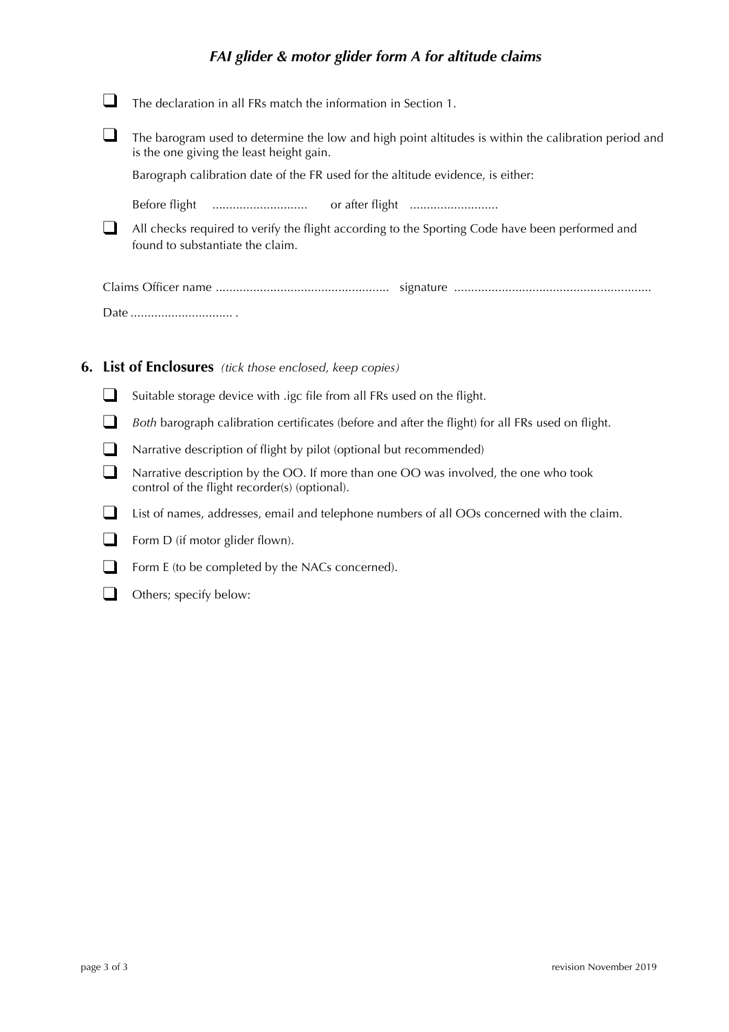- [ ] The declaration in all FRs match the information in Section 1.
- [ ] The barogram used to determine the low and high point altitudes is within the calibration period and is the one giving the least height gain.

  Barograph calibration date of the FR used for the altitude evidence, is either:

  Before flight ............................ or after flight ..........................
- [ ] All checks required to verify the flight according to the Sporting Code have been performed and found to substantiate the claim.

Claims Officer name .................................................. signature .........................................................

Date .............................. .

## 6. List of Enclosures *(tick those enclosed, keep copies)*

- [ ] Suitable storage device with .igc file from all FRs used on the flight.
- [ ] *Both* barograph calibration certificates (before and after the flight) for all FRs used on flight.
- [ ] Narrative description of flight by pilot (optional but recommended)
- [ ] Narrative description by the OO. If more than one OO was involved, the one who took control of the flight recorder(s) (optional).
- [ ] List of names, addresses, email and telephone numbers of all OOs concerned with the claim.
- [ ] Form D (if motor glider flown).
- [ ] Form E (to be completed by the NACs concerned).
- [ ] Others; specify below: